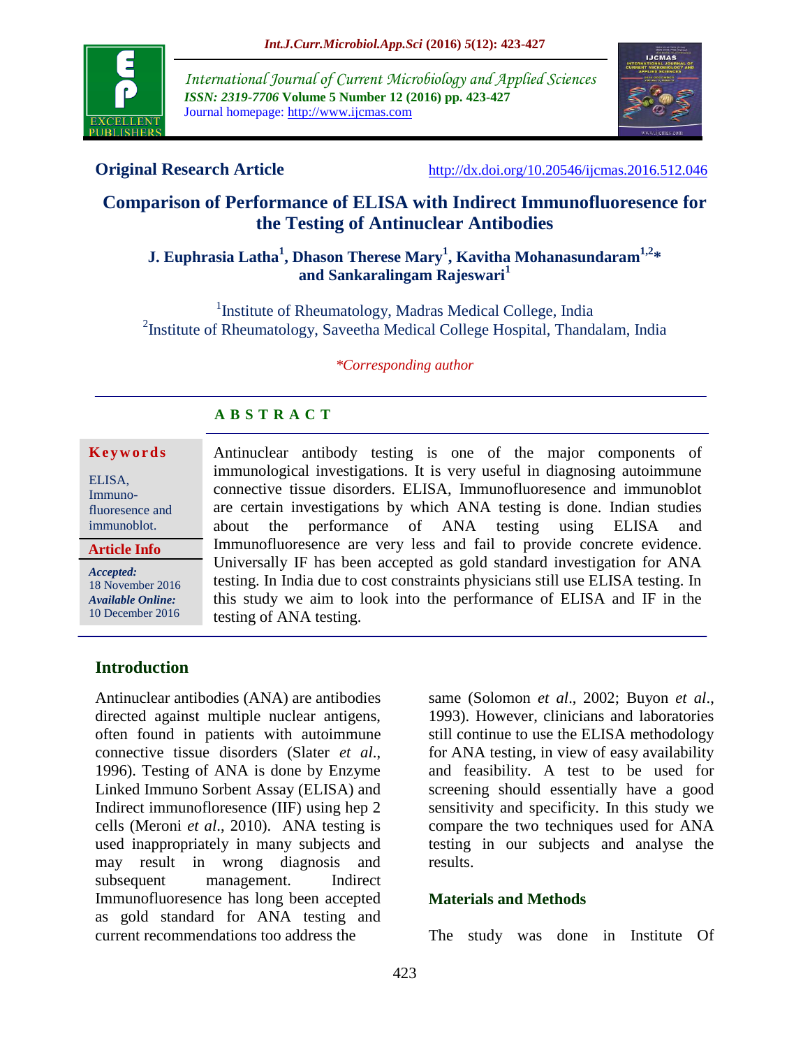International Journal of Current Microbiology and Applied Sciences
*ISSN: 2319-7706* **Volume 5 Number 12 (2016) pp. 423-427**
Journal homepage: http://www.ijcmas.com

**Original Research Article** http://dx.doi.org/10.20546/ijcmas.2016.512.046

# Comparison of Performance of ELISA with Indirect Immunofluoresence for the Testing of Antinuclear Antibodies

**J. Euphrasia Latha[1], Dhason Therese Mary[1], Kavitha Mohanasundaram[1,2]* and Sankaralingam Rajeswari[1]**

[1]Institute of Rheumatology, Madras Medical College, India
[2]Institute of Rheumatology, Saveetha Medical College Hospital, Thandalam, India

*\*Corresponding author*

## ABSTRACT

**Keywords**

ELISA, Immuno-fluoresence and immunoblot.

**Article Info**

*Accepted:* 18 November 2016
*Available Online:* 10 December 2016

Antinuclear antibody testing is one of the major components of immunological investigations. It is very useful in diagnosing autoimmune connective tissue disorders. ELISA, Immunofluoresence and immunoblot are certain investigations by which ANA testing is done. Indian studies about the performance of ANA testing using ELISA and Immunofluoresence are very less and fail to provide concrete evidence. Universally IF has been accepted as gold standard investigation for ANA testing. In India due to cost constraints physicians still use ELISA testing. In this study we aim to look into the performance of ELISA and IF in the testing of ANA testing.

## Introduction

Antinuclear antibodies (ANA) are antibodies directed against multiple nuclear antigens, often found in patients with autoimmune connective tissue disorders (Slater *et al*., 1996). Testing of ANA is done by Enzyme Linked Immuno Sorbent Assay (ELISA) and Indirect immunofloresence (IIF) using hep 2 cells (Meroni *et al*., 2010). ANA testing is used inappropriately in many subjects and may result in wrong diagnosis and subsequent management. Indirect Immunofluoresence has long been accepted as gold standard for ANA testing and current recommendations too address the same (Solomon *et al*., 2002; Buyon *et al*., 1993). However, clinicians and laboratories still continue to use the ELISA methodology for ANA testing, in view of easy availability and feasibility. A test to be used for screening should essentially have a good sensitivity and specificity. In this study we compare the two techniques used for ANA testing in our subjects and analyse the results.

## Materials and Methods

The study was done in Institute Of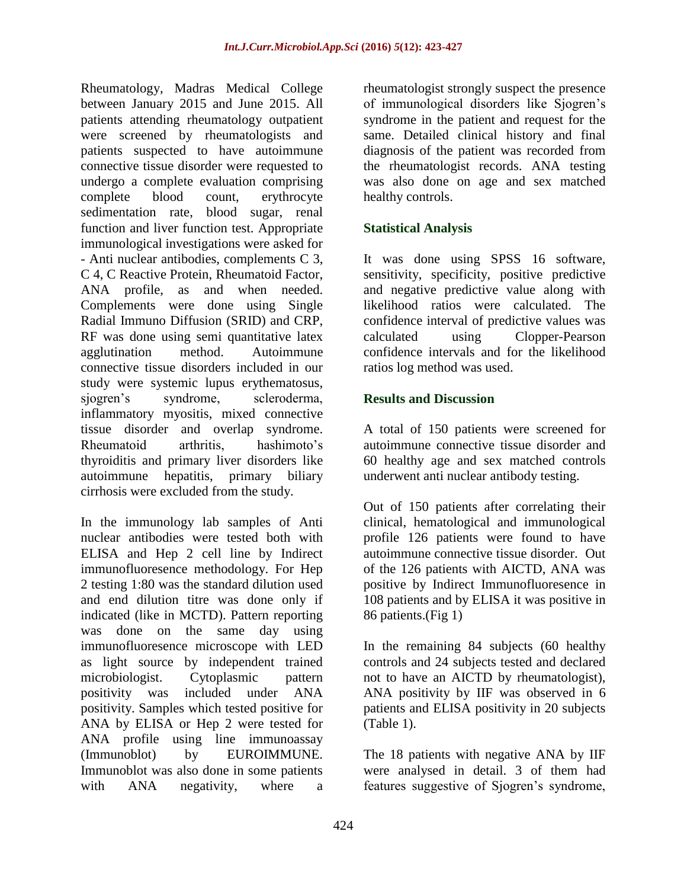Rheumatology, Madras Medical College between January 2015 and June 2015. All patients attending rheumatology outpatient were screened by rheumatologists and patients suspected to have autoimmune connective tissue disorder were requested to undergo a complete evaluation comprising complete blood count, erythrocyte sedimentation rate, blood sugar, renal function and liver function test. Appropriate immunological investigations were asked for - Anti nuclear antibodies, complements C 3, C 4, C Reactive Protein, Rheumatoid Factor, ANA profile, as and when needed. Complements were done using Single Radial Immuno Diffusion (SRID) and CRP, RF was done using semi quantitative latex agglutination method. Autoimmune connective tissue disorders included in our study were systemic lupus erythematosus, sjogren's syndrome, scleroderma, inflammatory myositis, mixed connective tissue disorder and overlap syndrome. Rheumatoid arthritis, hashimoto's thyroiditis and primary liver disorders like autoimmune hepatitis, primary biliary cirrhosis were excluded from the study.

In the immunology lab samples of Anti nuclear antibodies were tested both with ELISA and Hep 2 cell line by Indirect immunofluoresence methodology. For Hep 2 testing 1:80 was the standard dilution used and end dilution titre was done only if indicated (like in MCTD). Pattern reporting was done on the same day using immunofluoresence microscope with LED as light source by independent trained microbiologist. Cytoplasmic pattern positivity was included under ANA positivity. Samples which tested positive for ANA by ELISA or Hep 2 were tested for ANA profile using line immunoassay (Immunoblot) by EUROIMMUNE. Immunoblot was also done in some patients with ANA negativity, where a rheumatologist strongly suspect the presence of immunological disorders like Sjogren's syndrome in the patient and request for the same. Detailed clinical history and final diagnosis of the patient was recorded from the rheumatologist records. ANA testing was also done on age and sex matched healthy controls.

## Statistical Analysis

It was done using SPSS 16 software, sensitivity, specificity, positive predictive and negative predictive value along with likelihood ratios were calculated. The confidence interval of predictive values was calculated using Clopper-Pearson confidence intervals and for the likelihood ratios log method was used.

## Results and Discussion

A total of 150 patients were screened for autoimmune connective tissue disorder and 60 healthy age and sex matched controls underwent anti nuclear antibody testing.

Out of 150 patients after correlating their clinical, hematological and immunological profile 126 patients were found to have autoimmune connective tissue disorder. Out of the 126 patients with AICTD, ANA was positive by Indirect Immunofluoresence in 108 patients and by ELISA it was positive in 86 patients.(Fig 1)

In the remaining 84 subjects (60 healthy controls and 24 subjects tested and declared not to have an AICTD by rheumatologist), ANA positivity by IIF was observed in 6 patients and ELISA positivity in 20 subjects (Table 1).

The 18 patients with negative ANA by IIF were analysed in detail. 3 of them had features suggestive of Sjogren's syndrome,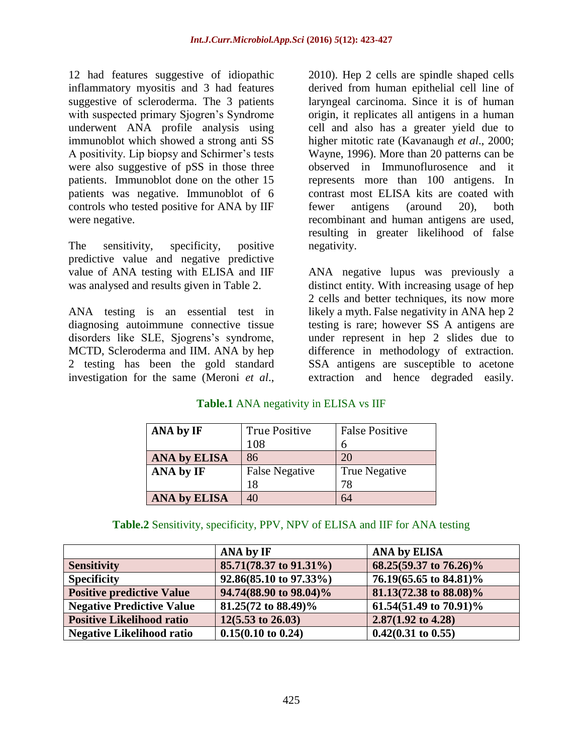12 had features suggestive of idiopathic inflammatory myositis and 3 had features suggestive of scleroderma. The 3 patients with suspected primary Sjogren's Syndrome underwent ANA profile analysis using immunoblot which showed a strong anti SS A positivity. Lip biopsy and Schirmer's tests were also suggestive of pSS in those three patients. Immunoblot done on the other 15 patients was negative. Immunoblot of 6 controls who tested positive for ANA by IIF were negative.

The sensitivity, specificity, positive predictive value and negative predictive value of ANA testing with ELISA and IIF was analysed and results given in Table 2.

ANA testing is an essential test in diagnosing autoimmune connective tissue disorders like SLE, Sjogrens's syndrome, MCTD, Scleroderma and IIM. ANA by hep 2 testing has been the gold standard investigation for the same (Meroni *et al*., 2010). Hep 2 cells are spindle shaped cells derived from human epithelial cell line of laryngeal carcinoma. Since it is of human origin, it replicates all antigens in a human cell and also has a greater yield due to higher mitotic rate (Kavanaugh *et al*., 2000; Wayne, 1996). More than 20 patterns can be observed in Immunoflurosence and it represents more than 100 antigens. In contrast most ELISA kits are coated with fewer antigens (around 20), both recombinant and human antigens are used, resulting in greater likelihood of false negativity.

ANA negative lupus was previously a distinct entity. With increasing usage of hep 2 cells and better techniques, its now more likely a myth. False negativity in ANA hep 2 testing is rare; however SS A antigens are under represent in hep 2 slides due to difference in methodology of extraction. SSA antigens are susceptible to acetone extraction and hence degraded easily.

**Table.1** ANA negativity in ELISA vs IIF

| | | |
|---|---|---|
| **ANA by IF** | True Positive 108 | False Positive 6 |
| **ANA by ELISA** | 86 | 20 |
| **ANA by IF** | False Negative 18 | True Negative 78 |
| **ANA by ELISA** | 40 | 64 |

**Table.2** Sensitivity, specificity, PPV, NPV of ELISA and IIF for ANA testing

| | **ANA by IF** | **ANA by ELISA** |
|---|---|---|
| **Sensitivity** | **85.71(78.37 to 91.31%)** | **68.25(59.37 to 76.26)%** |
| **Specificity** | **92.86(85.10 to 97.33%)** | **76.19(65.65 to 84.81)%** |
| **Positive predictive Value** | **94.74(88.90 to 98.04)%** | **81.13(72.38 to 88.08)%** |
| **Negative Predictive Value** | **81.25(72 to 88.49)%** | **61.54(51.49 to 70.91)%** |
| **Positive Likelihood ratio** | **12(5.53 to 26.03)** | **2.87(1.92 to 4.28)** |
| **Negative Likelihood ratio** | **0.15(0.10 to 0.24)** | **0.42(0.31 to 0.55)** |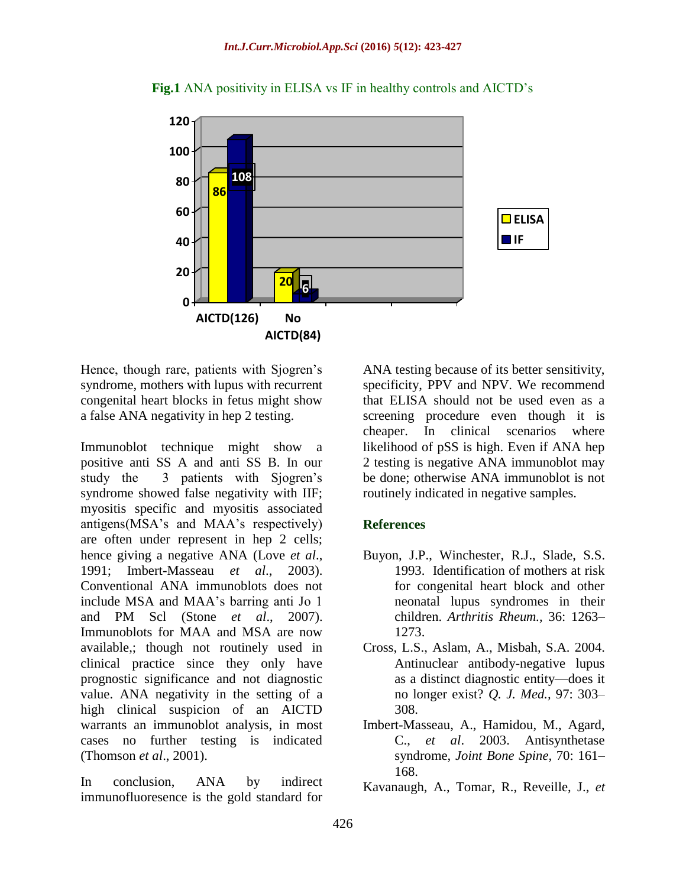**Fig.1** ANA positivity in ELISA vs IF in healthy controls and AICTD's

Hence, though rare, patients with Sjogren's syndrome, mothers with lupus with recurrent congenital heart blocks in fetus might show a false ANA negativity in hep 2 testing.

Immunoblot technique might show a positive anti SS A and anti SS B. In our study the 3 patients with Sjogren's syndrome showed false negativity with IIF; myositis specific and myositis associated antigens(MSA's and MAA's respectively) are often under represent in hep 2 cells; hence giving a negative ANA (Love *et al*., 1991; Imbert-Masseau *et al*., 2003). Conventional ANA immunoblots does not include MSA and MAA's barring anti Jo 1 and PM Scl (Stone *et al*., 2007). Immunoblots for MAA and MSA are now available,; though not routinely used in clinical practice since they only have prognostic significance and not diagnostic value. ANA negativity in the setting of a high clinical suspicion of an AICTD warrants an immunoblot analysis, in most cases no further testing is indicated (Thomson *et al*., 2001).

In conclusion, ANA by indirect immunofluoresence is the gold standard for ANA testing because of its better sensitivity, specificity, PPV and NPV. We recommend that ELISA should not be used even as a screening procedure even though it is cheaper. In clinical scenarios where likelihood of pSS is high. Even if ANA hep 2 testing is negative ANA immunoblot may be done; otherwise ANA immunoblot is not routinely indicated in negative samples.

## References

Buyon, J.P., Winchester, R.J., Slade, S.S. 1993. Identification of mothers at risk for congenital heart block and other neonatal lupus syndromes in their children. *Arthritis Rheum.*, 36: 1263–1273.

Cross, L.S., Aslam, A., Misbah, S.A. 2004. Antinuclear antibody-negative lupus as a distinct diagnostic entity—does it no longer exist? *Q. J. Med.,* 97: 303–308.

Imbert-Masseau, A., Hamidou, M., Agard, C., *et al*. 2003. Antisynthetase syndrome, *Joint Bone Spine*, 70: 161–168.

Kavanaugh, A., Tomar, R., Reveille, J., *et*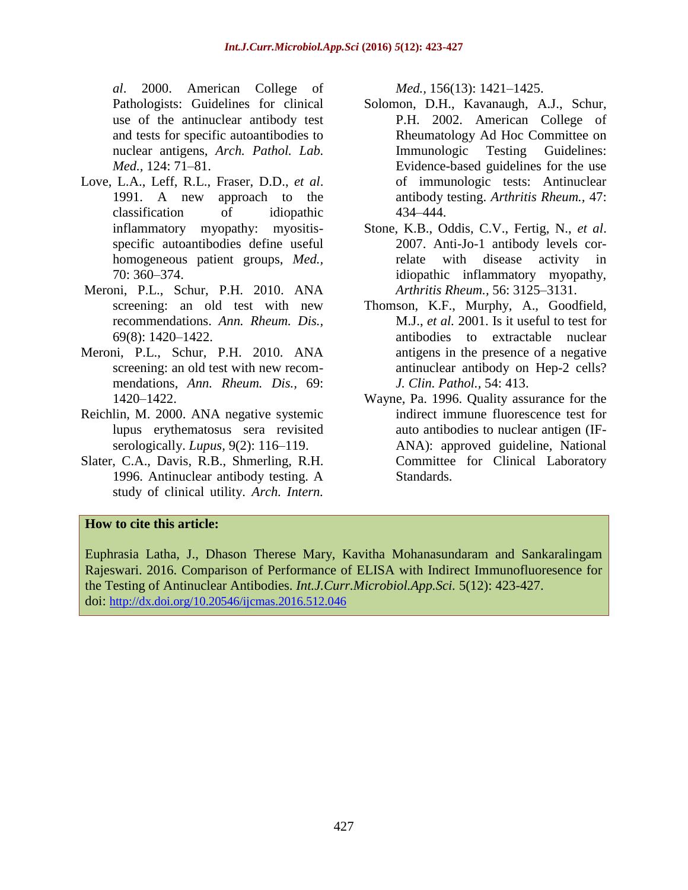*al*. 2000. American College of Pathologists: Guidelines for clinical use of the antinuclear antibody test and tests for specific autoantibodies to nuclear antigens, *Arch. Pathol. Lab. Med.,* 124: 71–81.

Love, L.A., Leff, R.L., Fraser, D.D., *et al*. 1991. A new approach to the classification of idiopathic inflammatory myopathy: myositis-specific autoantibodies define useful homogeneous patient groups, *Med.,* 70: 360–374.

Meroni, P.L., Schur, P.H. 2010. ANA screening: an old test with new recommendations. *Ann. Rheum. Dis.,* 69(8): 1420–1422.

Meroni, P.L., Schur, P.H. 2010. ANA screening: an old test with new recommendations, *Ann. Rheum. Dis.,* 69: 1420–1422.

Reichlin, M. 2000. ANA negative systemic lupus erythematosus sera revisited serologically. *Lupus,* 9(2): 116–119.

Slater, C.A., Davis, R.B., Shmerling, R.H. 1996. Antinuclear antibody testing. A study of clinical utility. *Arch. Intern. Med.,* 156(13): 1421–1425.

Solomon, D.H., Kavanaugh, A.J., Schur, P.H. 2002. American College of Rheumatology Ad Hoc Committee on Immunologic Testing Guidelines: Evidence-based guidelines for the use of immunologic tests: Antinuclear antibody testing. *Arthritis Rheum.,* 47: 434–444.

Stone, K.B., Oddis, C.V., Fertig, N., *et al*. 2007. Anti-Jo-1 antibody levels correlate with disease activity in idiopathic inflammatory myopathy, *Arthritis Rheum.,* 56: 3125–3131.

Thomson, K.F., Murphy, A., Goodfield, M.J., *et al.* 2001. Is it useful to test for antibodies to extractable nuclear antigens in the presence of a negative antinuclear antibody on Hep-2 cells? *J. Clin. Pathol.,* 54: 413.

Wayne, Pa. 1996. Quality assurance for the indirect immune fluorescence test for auto antibodies to nuclear antigen (IF-ANA): approved guideline, National Committee for Clinical Laboratory Standards.

**How to cite this article:**

Euphrasia Latha, J., Dhason Therese Mary, Kavitha Mohanasundaram and Sankaralingam Rajeswari. 2016. Comparison of Performance of ELISA with Indirect Immunofluoresence for the Testing of Antinuclear Antibodies. *Int.J.Curr.Microbiol.App.Sci.* 5(12): 423-427.
doi: http://dx.doi.org/10.20546/ijcmas.2016.512.046